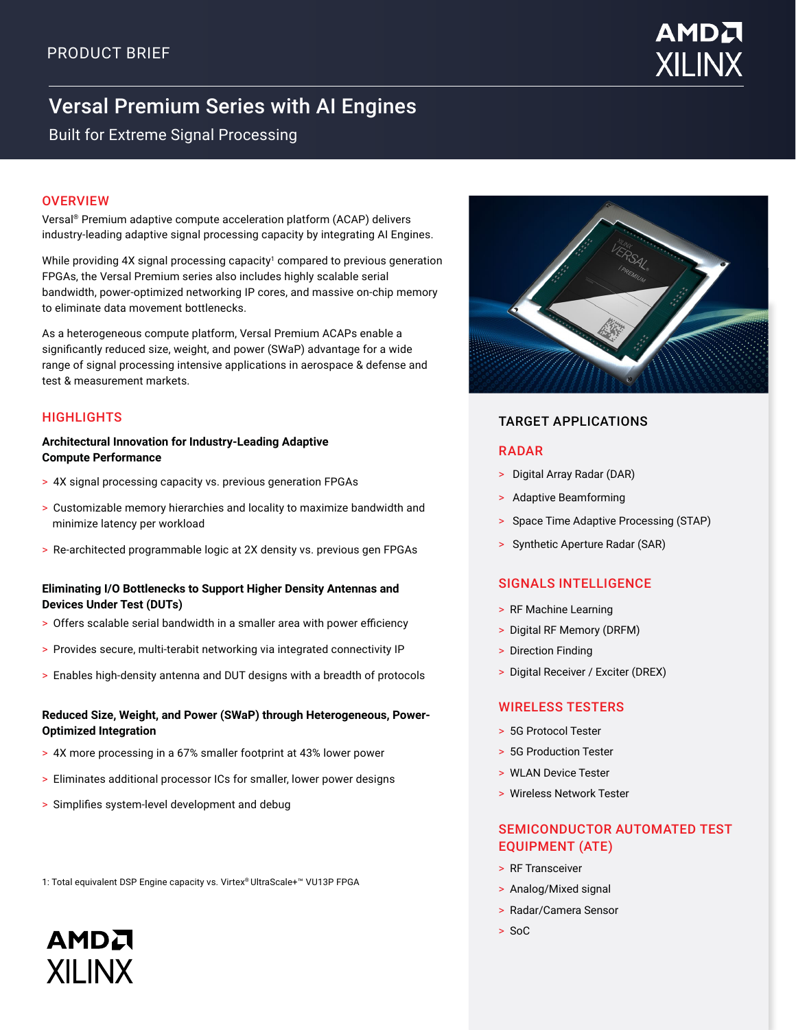PRODUCT BRIEF

# Versal Premium Series with AI Engines

Built for Extreme Signal Processing

## OVERVIEW

Versal® Premium adaptive compute acceleration platform (ACAP) delivers industry-leading adaptive signal processing capacity by integrating AI Engines.

While providing 4X signal processing capacity[1] compared to previous generation FPGAs, the Versal Premium series also includes highly scalable serial bandwidth, power-optimized networking IP cores, and massive on-chip memory to eliminate data movement bottlenecks.

As a heterogeneous compute platform, Versal Premium ACAPs enable a significantly reduced size, weight, and power (SWaP) advantage for a wide range of signal processing intensive applications in aerospace & defense and test & measurement markets.

## HIGHLIGHTS

### Architectural Innovation for Industry-Leading Adaptive Compute Performance

- 4X signal processing capacity vs. previous generation FPGAs
- Customizable memory hierarchies and locality to maximize bandwidth and minimize latency per workload
- Re-architected programmable logic at 2X density vs. previous gen FPGAs

### Eliminating I/O Bottlenecks to Support Higher Density Antennas and Devices Under Test (DUTs)

- Offers scalable serial bandwidth in a smaller area with power efficiency
- Provides secure, multi-terabit networking via integrated connectivity IP
- Enables high-density antenna and DUT designs with a breadth of protocols

### Reduced Size, Weight, and Power (SWaP) through Heterogeneous, Power-Optimized Integration

- 4X more processing in a 67% smaller footprint at 43% lower power
- Eliminates additional processor ICs for smaller, lower power designs
- Simplifies system-level development and debug

1: Total equivalent DSP Engine capacity vs. Virtex® UltraScale+™ VU13P FPGA

## TARGET APPLICATIONS

### RADAR

- Digital Array Radar (DAR)
- Adaptive Beamforming
- Space Time Adaptive Processing (STAP)
- Synthetic Aperture Radar (SAR)

### SIGNALS INTELLIGENCE

- RF Machine Learning
- Digital RF Memory (DRFM)
- Direction Finding
- Digital Receiver / Exciter (DREX)

### WIRELESS TESTERS

- 5G Protocol Tester
- 5G Production Tester
- WLAN Device Tester
- Wireless Network Tester

### SEMICONDUCTOR AUTOMATED TEST EQUIPMENT (ATE)

- RF Transceiver
- Analog/Mixed signal
- Radar/Camera Sensor
- SoC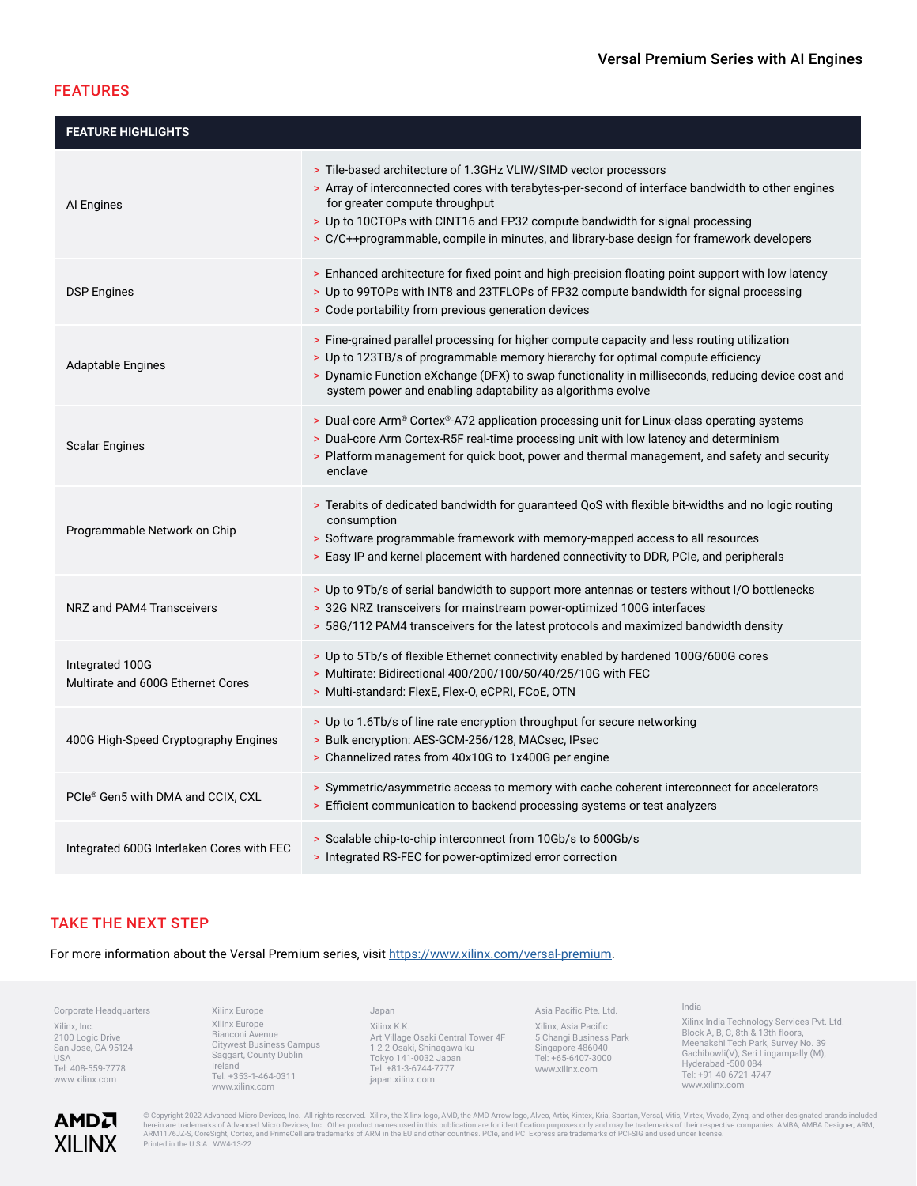## FEATURES

| FEATURE HIGHLIGHTS | |
|---|---|
| AI Engines | > Tile-based architecture of 1.3GHz VLIW/SIMD vector processors<br>> Array of interconnected cores with terabytes-per-second of interface bandwidth to other engines for greater compute throughput<br>> Up to 10CTOPs with CINT16 and FP32 compute bandwidth for signal processing<br>> C/C++programmable, compile in minutes, and library-base design for framework developers |
| DSP Engines | > Enhanced architecture for fixed point and high-precision floating point support with low latency<br>> Up to 99TOPs with INT8 and 23TFLOPs of FP32 compute bandwidth for signal processing<br>> Code portability from previous generation devices |
| Adaptable Engines | > Fine-grained parallel processing for higher compute capacity and less routing utilization<br>> Up to 123TB/s of programmable memory hierarchy for optimal compute efficiency<br>> Dynamic Function eXchange (DFX) to swap functionality in milliseconds, reducing device cost and system power and enabling adaptability as algorithms evolve |
| Scalar Engines | > Dual-core Arm® Cortex®-A72 application processing unit for Linux-class operating systems<br>> Dual-core Arm Cortex-R5F real-time processing unit with low latency and determinism<br>> Platform management for quick boot, power and thermal management, and safety and security enclave |
| Programmable Network on Chip | > Terabits of dedicated bandwidth for guaranteed QoS with flexible bit-widths and no logic routing consumption<br>> Software programmable framework with memory-mapped access to all resources<br>> Easy IP and kernel placement with hardened connectivity to DDR, PCIe, and peripherals |
| NRZ and PAM4 Transceivers | > Up to 9Tb/s of serial bandwidth to support more antennas or testers without I/O bottlenecks<br>> 32G NRZ transceivers for mainstream power-optimized 100G interfaces<br>> 58G/112 PAM4 transceivers for the latest protocols and maximized bandwidth density |
| Integrated 100G Multirate and 600G Ethernet Cores | > Up to 5Tb/s of flexible Ethernet connectivity enabled by hardened 100G/600G cores<br>> Multirate: Bidirectional 400/200/100/50/40/25/10G with FEC<br>> Multi-standard: FlexE, Flex-O, eCPRI, FCoE, OTN |
| 400G High-Speed Cryptography Engines | > Up to 1.6Tb/s of line rate encryption throughput for secure networking<br>> Bulk encryption: AES-GCM-256/128, MACsec, IPsec<br>> Channelized rates from 40x10G to 1x400G per engine |
| PCIe® Gen5 with DMA and CCIX, CXL | > Symmetric/asymmetric access to memory with cache coherent interconnect for accelerators<br>> Efficient communication to backend processing systems or test analyzers |
| Integrated 600G Interlaken Cores with FEC | > Scalable chip-to-chip interconnect from 10Gb/s to 600Gb/s<br>> Integrated RS-FEC for power-optimized error correction |

## TAKE THE NEXT STEP

For more information about the Versal Premium series, visit https://www.xilinx.com/versal-premium.

Corporate Headquarters
Xilinx, Inc.
2100 Logic Drive
San Jose, CA 95124
USA
Tel: 408-559-7778
www.xilinx.com

Xilinx Europe
Xilinx Europe
Bianconi Avenue
Citywest Business Campus
Saggart, County Dublin
Ireland
Tel: +353-1-464-0311
www.xilinx.com

Japan
Xilinx K.K.
Art Village Osaki Central Tower 4F
1-2-2 Osaki, Shinagawa-ku
Tokyo 141-0032 Japan
Tel: +81-3-6744-7777
japan.xilinx.com

Asia Pacific Pte. Ltd.
Xilinx, Asia Pacific
5 Changi Business Park
Singapore 486040
Tel: +65-6407-3000
www.xilinx.com

India
Xilinx India Technology Services Pvt. Ltd.
Block A, B, C, 8th & 13th floors,
Meenakshi Tech Park, Survey No. 39
Gachibowli(V), Seri Lingampally (M),
Hyderabad -500 084
Tel: +91-40-6721-4747
www.xilinx.com

AMD XILINX

© Copyright 2022 Advanced Micro Devices, Inc. All rights reserved. Xilinx, the Xilinx logo, AMD, the AMD Arrow logo, Alveo, Artix, Kintex, Kria, Spartan, Versal, Vitis, Virtex, Vivado, Zynq, and other designated brands included herein are trademarks of Advanced Micro Devices, Inc. Other product names used in this publication are for identification purposes only and may be trademarks of their respective companies. AMBA, AMBA Designer, ARM, ARM1176JZ-S, CoreSight, Cortex, and PrimeCell are trademarks of ARM in the EU and other countries. PCIe, and PCI Express are trademarks of PCI-SIG and used under license.
Printed in the U.S.A. WW4-13-22